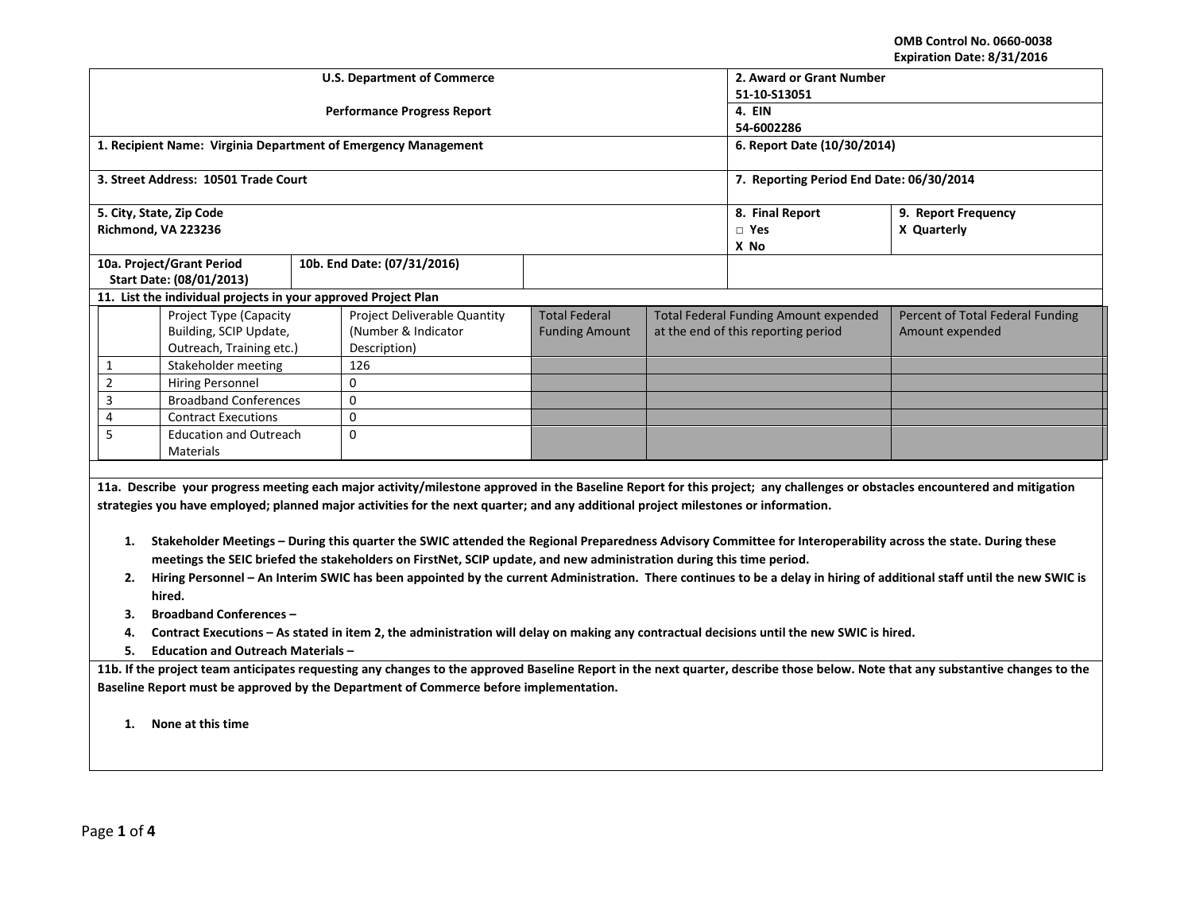OMB Control No. 0660-0038
Expiration Date: 8/31/2016

| U.S. Department of Commerce<br><br>Performance Progress Report | 2. Award or Grant Number<br>51-10-S13051<br>4. EIN<br>54-6002286 | |
|---|---|---|
| 1. Recipient Name: Virginia Department of Emergency Management | 6. Report Date (10/30/2014) | |
| 3. Street Address: 10501 Trade Court | 7. Reporting Period End Date: 06/30/2014 | |
| 5. City, State, Zip Code<br>Richmond, VA 223236 | 8. Final Report<br>□ Yes<br>X No | 9. Report Frequency<br>X Quarterly |
| 10a. Project/Grant Period Start Date: (08/01/2013) | 10b. End Date: (07/31/2016) | |

**11. List the individual projects in your approved Project Plan**

| | Project Type (Capacity Building, SCIP Update, Outreach, Training etc.) | Project Deliverable Quantity (Number & Indicator Description) | Total Federal Funding Amount | Total Federal Funding Amount expended at the end of this reporting period | Percent of Total Federal Funding Amount expended |
|---|---|---|---|---|---|
| 1 | Stakeholder meeting | 126 | | | |
| 2 | Hiring Personnel | 0 | | | |
| 3 | Broadband Conferences | 0 | | | |
| 4 | Contract Executions | 0 | | | |
| 5 | Education and Outreach Materials | 0 | | | |

**11a. Describe your progress meeting each major activity/milestone approved in the Baseline Report for this project; any challenges or obstacles encountered and mitigation strategies you have employed; planned major activities for the next quarter; and any additional project milestones or information.**

1. **Stakeholder Meetings – During this quarter the SWIC attended the Regional Preparedness Advisory Committee for Interoperability across the state. During these meetings the SEIC briefed the stakeholders on FirstNet, SCIP update, and new administration during this time period.**
2. **Hiring Personnel – An Interim SWIC has been appointed by the current Administration. There continues to be a delay in hiring of additional staff until the new SWIC is hired.**
3. **Broadband Conferences –**
4. **Contract Executions – As stated in item 2, the administration will delay on making any contractual decisions until the new SWIC is hired.**
5. **Education and Outreach Materials –**

**11b. If the project team anticipates requesting any changes to the approved Baseline Report in the next quarter, describe those below. Note that any substantive changes to the Baseline Report must be approved by the Department of Commerce before implementation.**

1. **None at this time**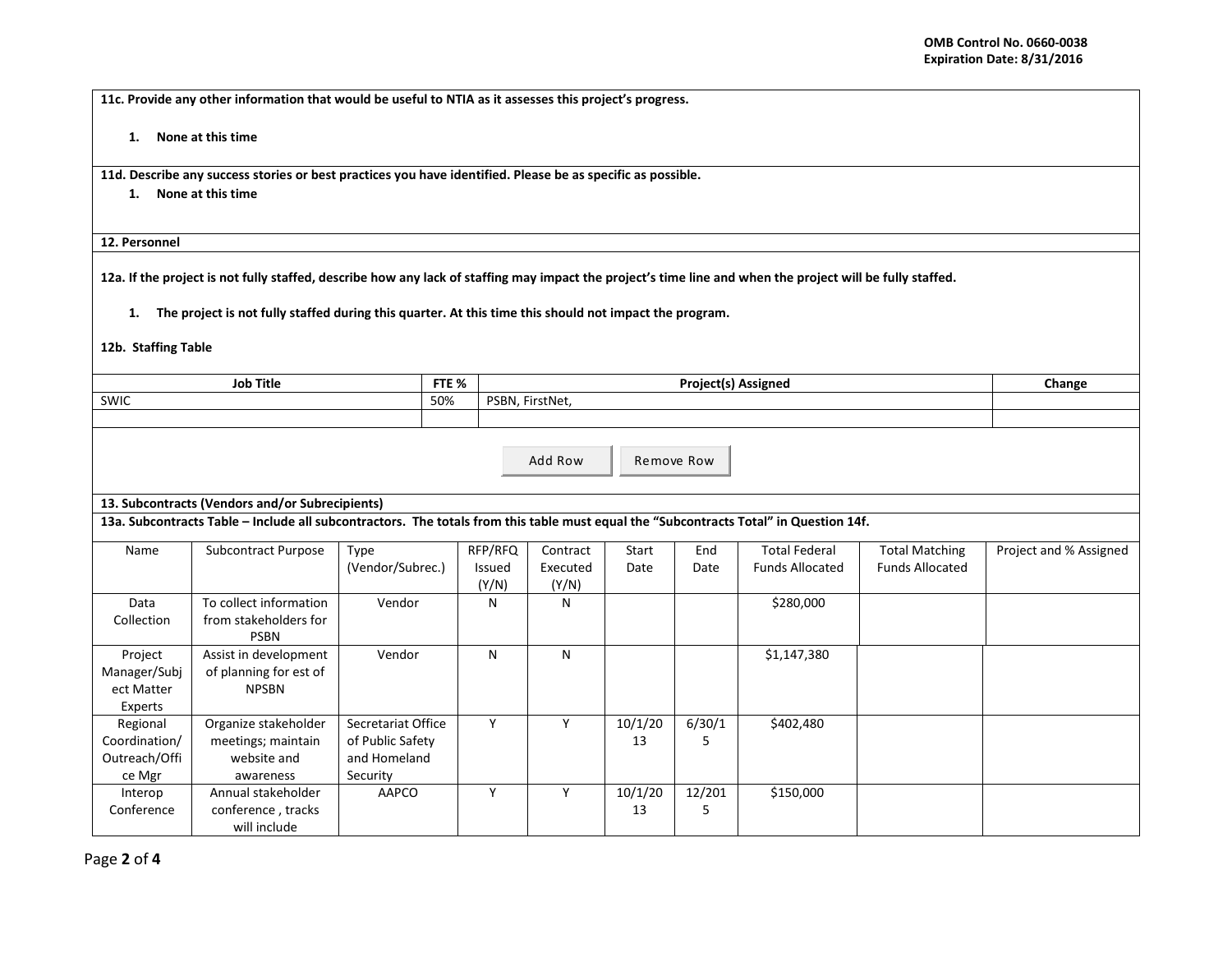**11c. Provide any other information that would be useful to NTIA as it assesses this project's progress.**

1. **None at this time**

**11d. Describe any success stories or best practices you have identified. Please be as specific as possible.**

1. **None at this time**

**12. Personnel**

**12a. If the project is not fully staffed, describe how any lack of staffing may impact the project's time line and when the project will be fully staffed.**

1. **The project is not fully staffed during this quarter. At this time this should not impact the program.**

**12b. Staffing Table**

| Job Title | FTE % | Project(s) Assigned | Change |
|---|---|---|---|
| SWIC | 50% | PSBN, FirstNet, | |
| | | | |

**13. Subcontracts (Vendors and/or Subrecipients)**

**13a. Subcontracts Table – Include all subcontractors. The totals from this table must equal the "Subcontracts Total" in Question 14f.**

| Name | Subcontract Purpose | Type (Vendor/Subrec.) | RFP/RFQ Issued (Y/N) | Contract Executed (Y/N) | Start Date | End Date | Total Federal Funds Allocated | Total Matching Funds Allocated | Project and % Assigned |
|---|---|---|---|---|---|---|---|---|---|
| Data Collection | To collect information from stakeholders for PSBN | Vendor | N | N | | | $280,000 | | |
| Project Manager/Subject Matter Experts | Assist in development of planning for est of NPSBN | Vendor | N | N | | | $1,147,380 | | |
| Regional Coordination/Outreach/Office Mgr | Organize stakeholder meetings; maintain website and awareness | Secretariat Office of Public Safety and Homeland Security | Y | Y | 10/1/2013 | 6/30/15 | $402,480 | | |
| Interop Conference | Annual stakeholder conference , tracks will include | AAPCO | Y | Y | 10/1/2013 | 12/2015 | $150,000 | | |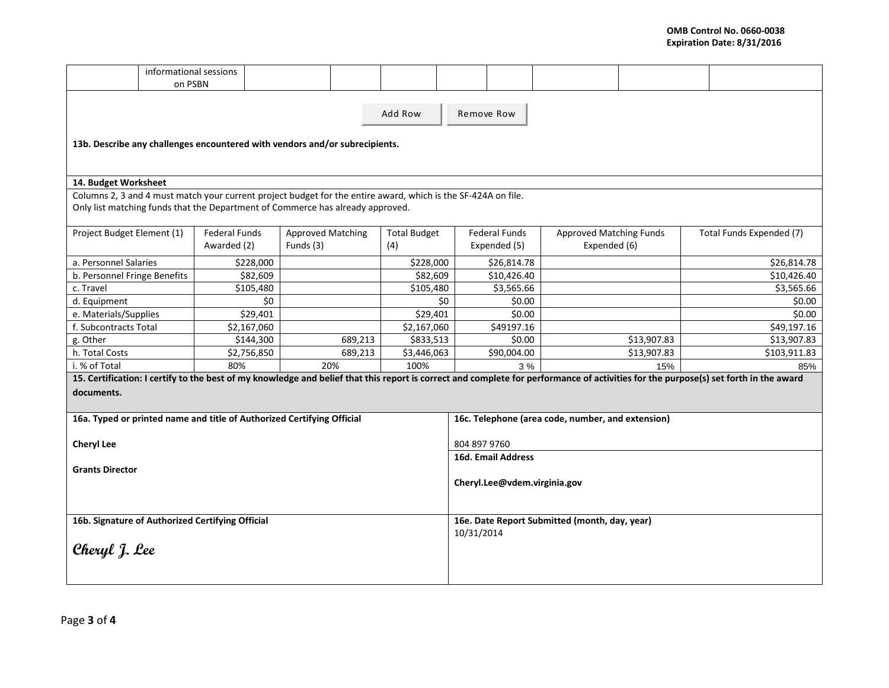| | informational sessions on PSBN | | | | | | | | |
|---|---|---|---|---|---|---|---|---|---|

Add Row Remove Row

**13b. Describe any challenges encountered with vendors and/or subrecipients.**

**14. Budget Worksheet**

Columns 2, 3 and 4 must match your current project budget for the entire award, which is the SF-424A on file.
Only list matching funds that the Department of Commerce has already approved.

| Project Budget Element (1) | Federal Funds Awarded (2) | Approved Matching Funds (3) | Total Budget (4) | Federal Funds Expended (5) | Approved Matching Funds Expended (6) | Total Funds Expended (7) |
|---|---|---|---|---|---|---|
| a. Personnel Salaries | $228,000 | | $228,000 | $26,814.78 | | $26,814.78 |
| b. Personnel Fringe Benefits | $82,609 | | $82,609 | $10,426.40 | | $10,426.40 |
| c. Travel | $105,480 | | $105,480 | $3,565.66 | | $3,565.66 |
| d. Equipment | $0 | | $0 | $0.00 | | $0.00 |
| e. Materials/Supplies | $29,401 | | $29,401 | $0.00 | | $0.00 |
| f. Subcontracts Total | $2,167,060 | | $2,167,060 | $49197.16 | | $49,197.16 |
| g. Other | $144,300 | 689,213 | $833,513 | $0.00 | $13,907.83 | $13,907.83 |
| h. Total Costs | $2,756,850 | 689,213 | $3,446,063 | $90,004.00 | $13,907.83 | $103,911.83 |
| i. % of Total | 80% | 20% | 100% | 3 % | 15% | 85% |

**15. Certification: I certify to the best of my knowledge and belief that this report is correct and complete for performance of activities for the purpose(s) set forth in the award documents.**

| **16a. Typed or printed name and title of Authorized Certifying Official** | **16c. Telephone (area code, number, and extension)** |
|---|---|
| **Cheryl Lee**<br>**Grants Director** | 804 897 9760<br>**16d. Email Address**<br>**Cheryl.Lee@vdem.virginia.gov** |
| **16b. Signature of Authorized Certifying Official** | **16e. Date Report Submitted (month, day, year)** |
| *Cheryl J. Lee* | 10/31/2014 |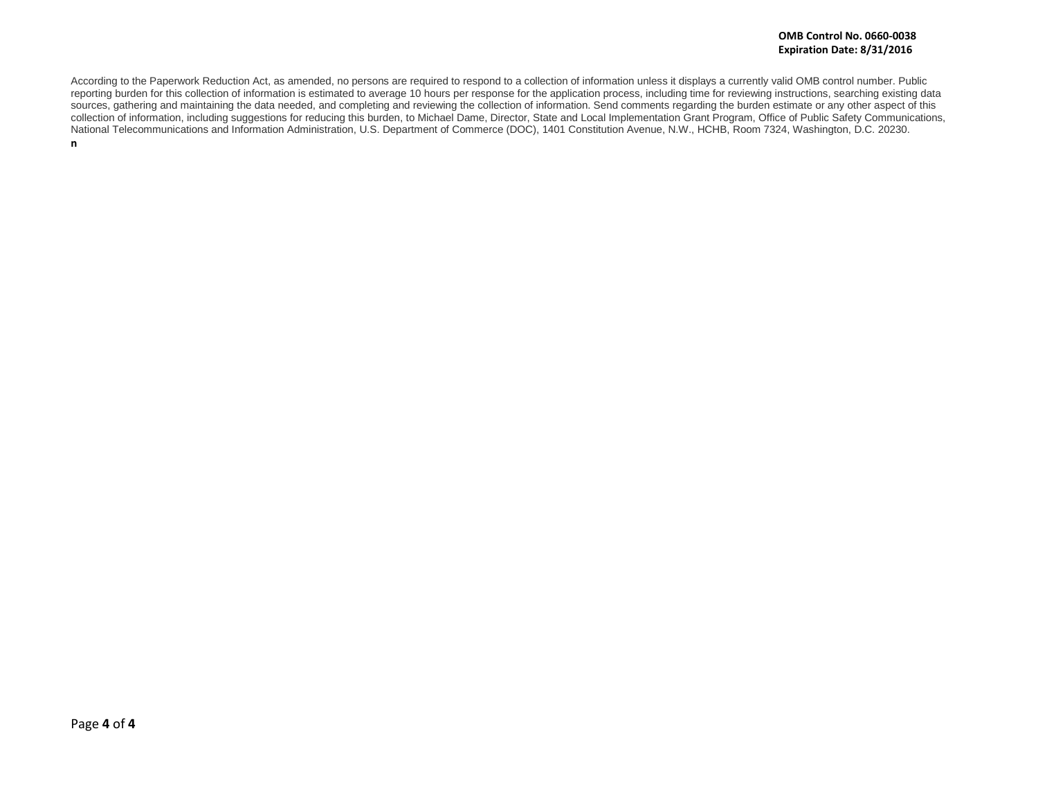**OMB Control No. 0660-0038**
**Expiration Date: 8/31/2016**

According to the Paperwork Reduction Act, as amended, no persons are required to respond to a collection of information unless it displays a currently valid OMB control number. Public reporting burden for this collection of information is estimated to average 10 hours per response for the application process, including time for reviewing instructions, searching existing data sources, gathering and maintaining the data needed, and completing and reviewing the collection of information. Send comments regarding the burden estimate or any other aspect of this collection of information, including suggestions for reducing this burden, to Michael Dame, Director, State and Local Implementation Grant Program, Office of Public Safety Communications, National Telecommunications and Information Administration, U.S. Department of Commerce (DOC), 1401 Constitution Avenue, N.W., HCHB, Room 7324, Washington, D.C. 20230.

**n**